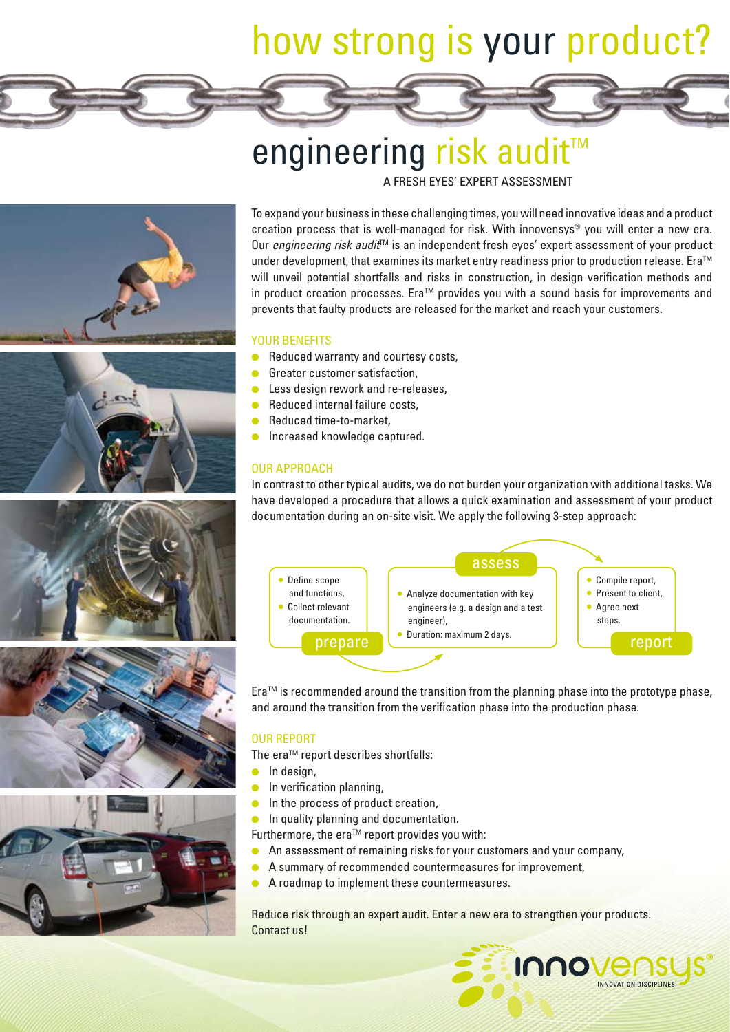# how strong is your product?

# engineering risk audit™

A FRESH EYES' EXPERT ASSESSMENT

To expand your business in these challenging times, you will need innovative ideas and a product creation process that is well-managed for risk. With innovensys® you will enter a new era. Our *engineering risk audit*™ is an independent fresh eyes' expert assessment of your product under development, that examines its market entry readiness prior to production release. Era™ will unveil potential shortfalls and risks in construction, in design verification methods and in product creation processes. Era™ provides you with a sound basis for improvements and prevents that faulty products are released for the market and reach your customers.

## YOUR BENEFITS

- Reduced warranty and courtesy costs,
- Greater customer satisfaction,
- Less design rework and re-releases,
- Reduced internal failure costs,
- Reduced time-to-market,
- Increased knowledge captured.

## OUR APPROACH

In contrast to other typical audits, we do not burden your organization with additional tasks. We have developed a procedure that allows a quick examination and assessment of your product documentation during an on-site visit. We apply the following 3-step approach:

**prepare**
- Define scope and functions,
- Collect relevant documentation.

**assess**
- Analyze documentation with key engineers (e.g. a design and a test engineer),
- Duration: maximum 2 days.

**report**
- Compile report,
- Present to client,
- Agree next steps.

Era™ is recommended around the transition from the planning phase into the prototype phase, and around the transition from the verification phase into the production phase.

## OUR REPORT

The era™ report describes shortfalls:

- In design,
- In verification planning,
- In the process of product creation,
- In quality planning and documentation.

Furthermore, the era™ report provides you with:

- An assessment of remaining risks for your customers and your company,
- A summary of recommended countermeasures for improvement,
- A roadmap to implement these countermeasures.

Reduce risk through an expert audit. Enter a new era to strengthen your products. Contact us!

innovensys® INNOVATION DISCIPLINES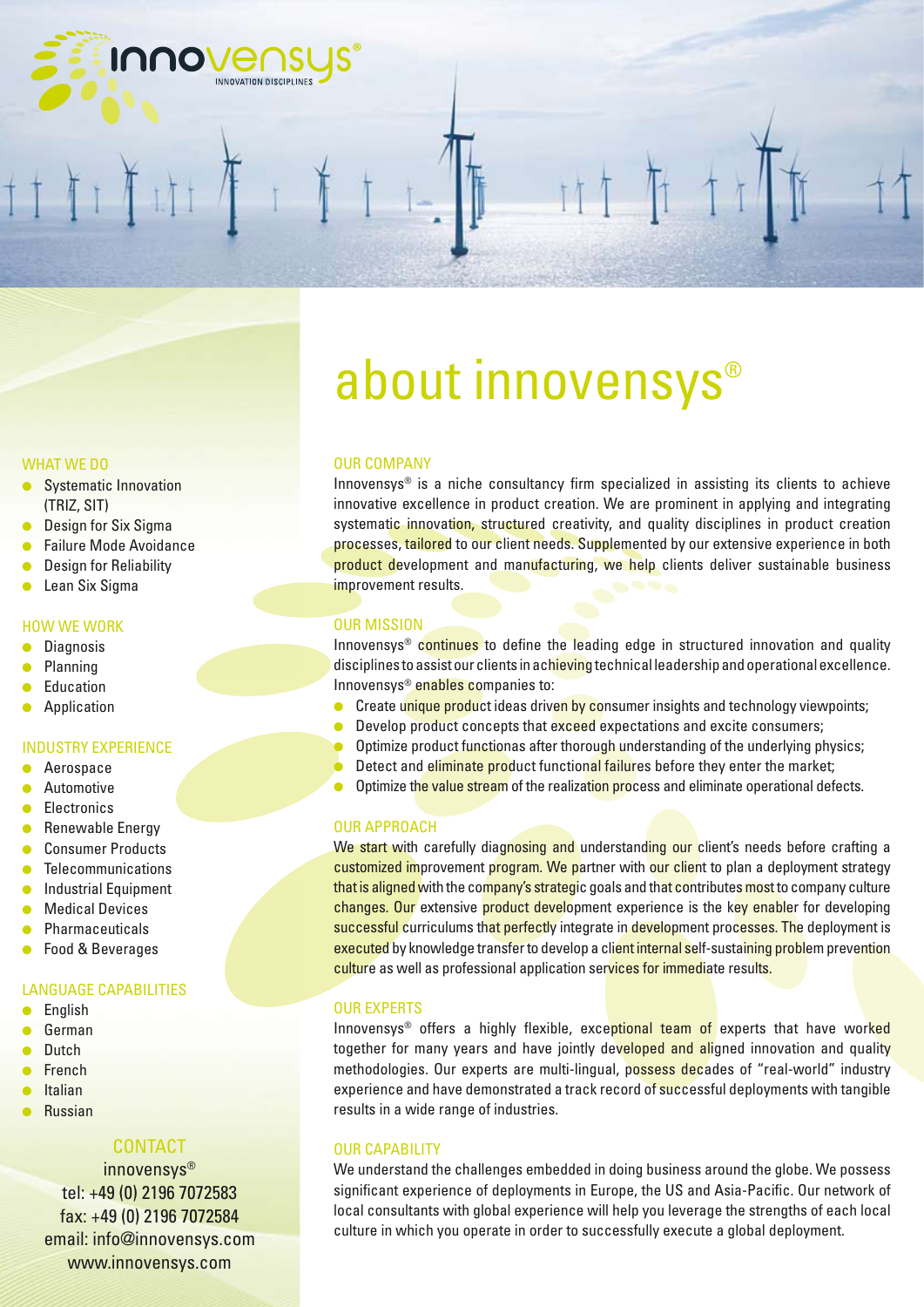innovensys® INNOVATION DISCIPLINES

# about innovensys®

## OUR COMPANY

Innovensys® is a niche consultancy firm specialized in assisting its clients to achieve innovative excellence in product creation. We are prominent in applying and integrating systematic innovation, structured creativity, and quality disciplines in product creation processes, tailored to our client needs. Supplemented by our extensive experience in both product development and manufacturing, we help clients deliver sustainable business improvement results.

## OUR MISSION

Innovensys® continues to define the leading edge in structured innovation and quality disciplines to assist our clients in achieving technical leadership and operational excellence. Innovensys® enables companies to:

- Create unique product ideas driven by consumer insights and technology viewpoints;
- Develop product concepts that exceed expectations and excite consumers;
- Optimize product functionas after thorough understanding of the underlying physics;
- Detect and eliminate product functional failures before they enter the market;
- Optimize the value stream of the realization process and eliminate operational defects.

## OUR APPROACH

We start with carefully diagnosing and understanding our client's needs before crafting a customized improvement program. We partner with our client to plan a deployment strategy that is aligned with the company's strategic goals and that contributes most to company culture changes. Our extensive product development experience is the key enabler for developing successful curriculums that perfectly integrate in development processes. The deployment is executed by knowledge transfer to develop a client internal self-sustaining problem prevention culture as well as professional application services for immediate results.

## OUR EXPERTS

Innovensys® offers a highly flexible, exceptional team of experts that have worked together for many years and have jointly developed and aligned innovation and quality methodologies. Our experts are multi-lingual, possess decades of "real-world" industry experience and have demonstrated a track record of successful deployments with tangible results in a wide range of industries.

## OUR CAPABILITY

We understand the challenges embedded in doing business around the globe. We possess significant experience of deployments in Europe, the US and Asia-Pacific. Our network of local consultants with global experience will help you leverage the strengths of each local culture in which you operate in order to successfully execute a global deployment.

### WHAT WE DO

- Systematic Innovation (TRIZ, SIT)
- Design for Six Sigma
- Failure Mode Avoidance
- Design for Reliability
- Lean Six Sigma

### HOW WE WORK

- Diagnosis
- Planning
- Education
- Application

### INDUSTRY EXPERIENCE

- Aerospace
- Automotive
- Electronics
- Renewable Energy
- Consumer Products
- Telecommunications
- Industrial Equipment
- Medical Devices
- Pharmaceuticals
- Food & Beverages

### LANGUAGE CAPABILITIES

- English
- German
- Dutch
- French
- Italian
- Russian

### CONTACT

innovensys®
tel: +49 (0) 2196 7072583
fax: +49 (0) 2196 7072584
email: info@innovensys.com
www.innovensys.com